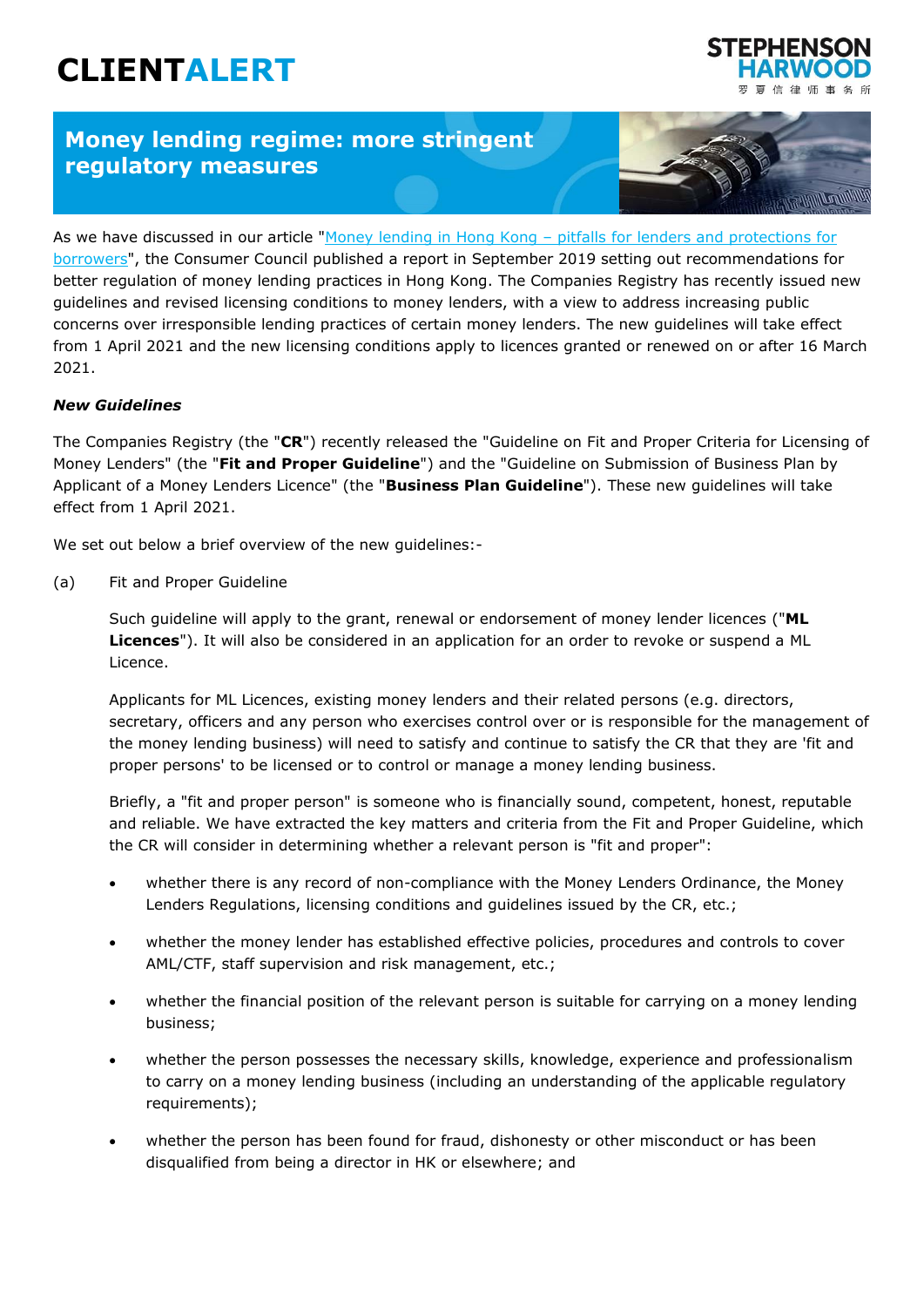# CLIENTALERT

## Money lending regime: more stringent regulatory measures

As we have discussed in our article "[Money lending in Hong Kong – pitfalls for lenders and protections for borrowers]", the Consumer Council published a report in September 2019 setting out recommendations for better regulation of money lending practices in Hong Kong. The Companies Registry has recently issued new guidelines and revised licensing conditions to money lenders, with a view to address increasing public concerns over irresponsible lending practices of certain money lenders. The new guidelines will take effect from 1 April 2021 and the new licensing conditions apply to licences granted or renewed on or after 16 March 2021.

***New Guidelines***

The Companies Registry (the "**CR**") recently released the "Guideline on Fit and Proper Criteria for Licensing of Money Lenders" (the "**Fit and Proper Guideline**") and the "Guideline on Submission of Business Plan by Applicant of a Money Lenders Licence" (the "**Business Plan Guideline**"). These new guidelines will take effect from 1 April 2021.

We set out below a brief overview of the new guidelines:-

(a) Fit and Proper Guideline

Such guideline will apply to the grant, renewal or endorsement of money lender licences ("**ML Licences**"). It will also be considered in an application for an order to revoke or suspend a ML Licence.

Applicants for ML Licences, existing money lenders and their related persons (e.g. directors, secretary, officers and any person who exercises control over or is responsible for the management of the money lending business) will need to satisfy and continue to satisfy the CR that they are 'fit and proper persons' to be licensed or to control or manage a money lending business.

Briefly, a "fit and proper person" is someone who is financially sound, competent, honest, reputable and reliable. We have extracted the key matters and criteria from the Fit and Proper Guideline, which the CR will consider in determining whether a relevant person is "fit and proper":

- whether there is any record of non-compliance with the Money Lenders Ordinance, the Money Lenders Regulations, licensing conditions and guidelines issued by the CR, etc.;
- whether the money lender has established effective policies, procedures and controls to cover AML/CTF, staff supervision and risk management, etc.;
- whether the financial position of the relevant person is suitable for carrying on a money lending business;
- whether the person possesses the necessary skills, knowledge, experience and professionalism to carry on a money lending business (including an understanding of the applicable regulatory requirements);
- whether the person has been found for fraud, dishonesty or other misconduct or has been disqualified from being a director in HK or elsewhere; and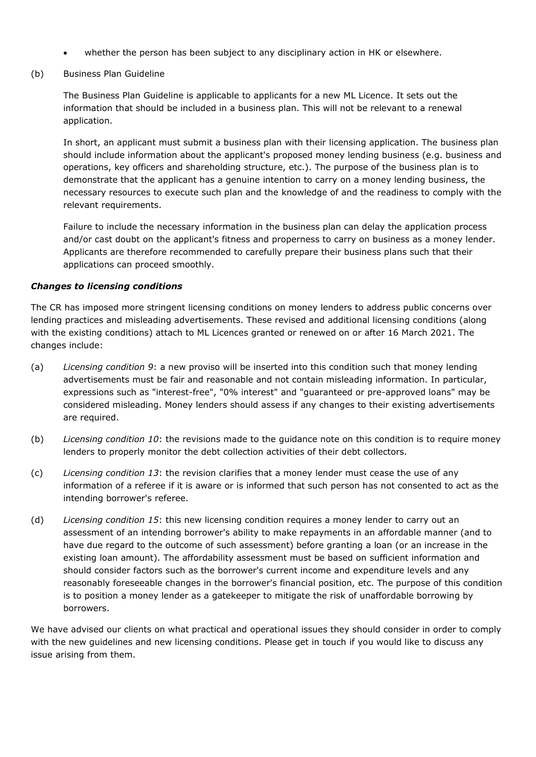- whether the person has been subject to any disciplinary action in HK or elsewhere.

(b) Business Plan Guideline

The Business Plan Guideline is applicable to applicants for a new ML Licence. It sets out the information that should be included in a business plan. This will not be relevant to a renewal application.

In short, an applicant must submit a business plan with their licensing application. The business plan should include information about the applicant's proposed money lending business (e.g. business and operations, key officers and shareholding structure, etc.). The purpose of the business plan is to demonstrate that the applicant has a genuine intention to carry on a money lending business, the necessary resources to execute such plan and the knowledge of and the readiness to comply with the relevant requirements.

Failure to include the necessary information in the business plan can delay the application process and/or cast doubt on the applicant's fitness and properness to carry on business as a money lender. Applicants are therefore recommended to carefully prepare their business plans such that their applications can proceed smoothly.

***Changes to licensing conditions***

The CR has imposed more stringent licensing conditions on money lenders to address public concerns over lending practices and misleading advertisements. These revised and additional licensing conditions (along with the existing conditions) attach to ML Licences granted or renewed on or after 16 March 2021. The changes include:

(a) *Licensing condition 9*: a new proviso will be inserted into this condition such that money lending advertisements must be fair and reasonable and not contain misleading information. In particular, expressions such as "interest-free", "0% interest" and "guaranteed or pre-approved loans" may be considered misleading. Money lenders should assess if any changes to their existing advertisements are required.

(b) *Licensing condition 10*: the revisions made to the guidance note on this condition is to require money lenders to properly monitor the debt collection activities of their debt collectors.

(c) *Licensing condition 13*: the revision clarifies that a money lender must cease the use of any information of a referee if it is aware or is informed that such person has not consented to act as the intending borrower's referee.

(d) *Licensing condition 15*: this new licensing condition requires a money lender to carry out an assessment of an intending borrower's ability to make repayments in an affordable manner (and to have due regard to the outcome of such assessment) before granting a loan (or an increase in the existing loan amount). The affordability assessment must be based on sufficient information and should consider factors such as the borrower's current income and expenditure levels and any reasonably foreseeable changes in the borrower's financial position, etc. The purpose of this condition is to position a money lender as a gatekeeper to mitigate the risk of unaffordable borrowing by borrowers.

We have advised our clients on what practical and operational issues they should consider in order to comply with the new guidelines and new licensing conditions. Please get in touch if you would like to discuss any issue arising from them.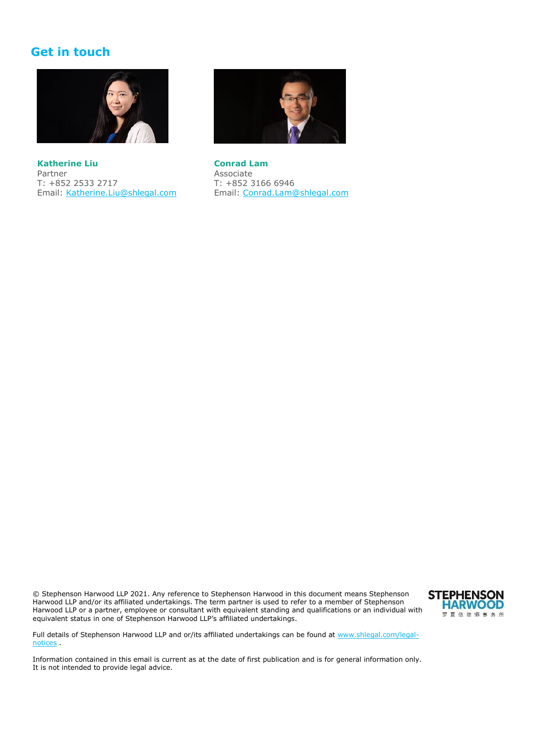## Get in touch

**Katherine Liu**
Partner
T: +852 2533 2717
Email: Katherine.Liu@shlegal.com

**Conrad Lam**
Associate
T: +852 3166 6946
Email: Conrad.Lam@shlegal.com

© Stephenson Harwood LLP 2021. Any reference to Stephenson Harwood in this document means Stephenson Harwood LLP and/or its affiliated undertakings. The term partner is used to refer to a member of Stephenson Harwood LLP or a partner, employee or consultant with equivalent standing and qualifications or an individual with equivalent status in one of Stephenson Harwood LLP's affiliated undertakings.

Full details of Stephenson Harwood LLP and or/its affiliated undertakings can be found at www.shlegal.com/legal-notices .

Information contained in this email is current as at the date of first publication and is for general information only. It is not intended to provide legal advice.